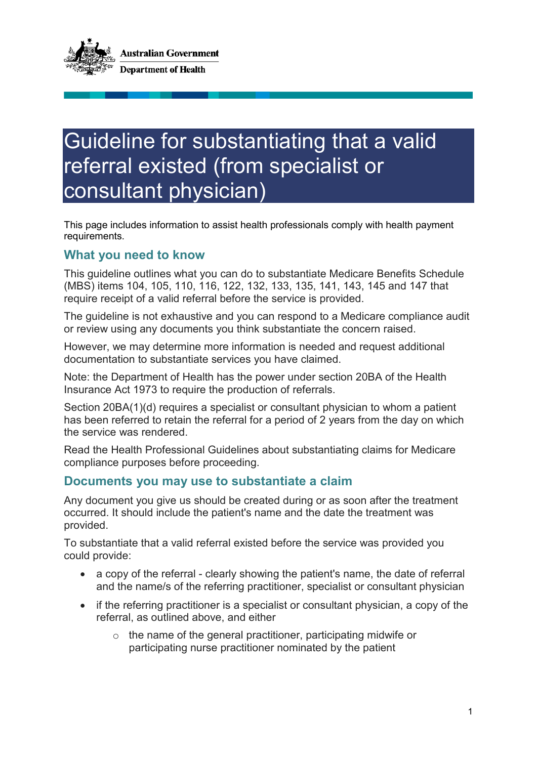Australian Government

Department of Health

# Guideline for substantiating that a valid referral existed (from specialist or consultant physician)

This page includes information to assist health professionals comply with health payment requirements.

## What you need to know

This guideline outlines what you can do to substantiate Medicare Benefits Schedule (MBS) items 104, 105, 110, 116, 122, 132, 133, 135, 141, 143, 145 and 147 that require receipt of a valid referral before the service is provided.

The guideline is not exhaustive and you can respond to a Medicare compliance audit or review using any documents you think substantiate the concern raised.

However, we may determine more information is needed and request additional documentation to substantiate services you have claimed.

Note: the Department of Health has the power under section 20BA of the Health Insurance Act 1973 to require the production of referrals.

Section 20BA(1)(d) requires a specialist or consultant physician to whom a patient has been referred to retain the referral for a period of 2 years from the day on which the service was rendered.

Read the Health Professional Guidelines about substantiating claims for Medicare compliance purposes before proceeding.

## Documents you may use to substantiate a claim

Any document you give us should be created during or as soon after the treatment occurred. It should include the patient's name and the date the treatment was provided.

To substantiate that a valid referral existed before the service was provided you could provide:

- a copy of the referral - clearly showing the patient's name, the date of referral and the name/s of the referring practitioner, specialist or consultant physician
- if the referring practitioner is a specialist or consultant physician, a copy of the referral, as outlined above, and either
  - the name of the general practitioner, participating midwife or participating nurse practitioner nominated by the patient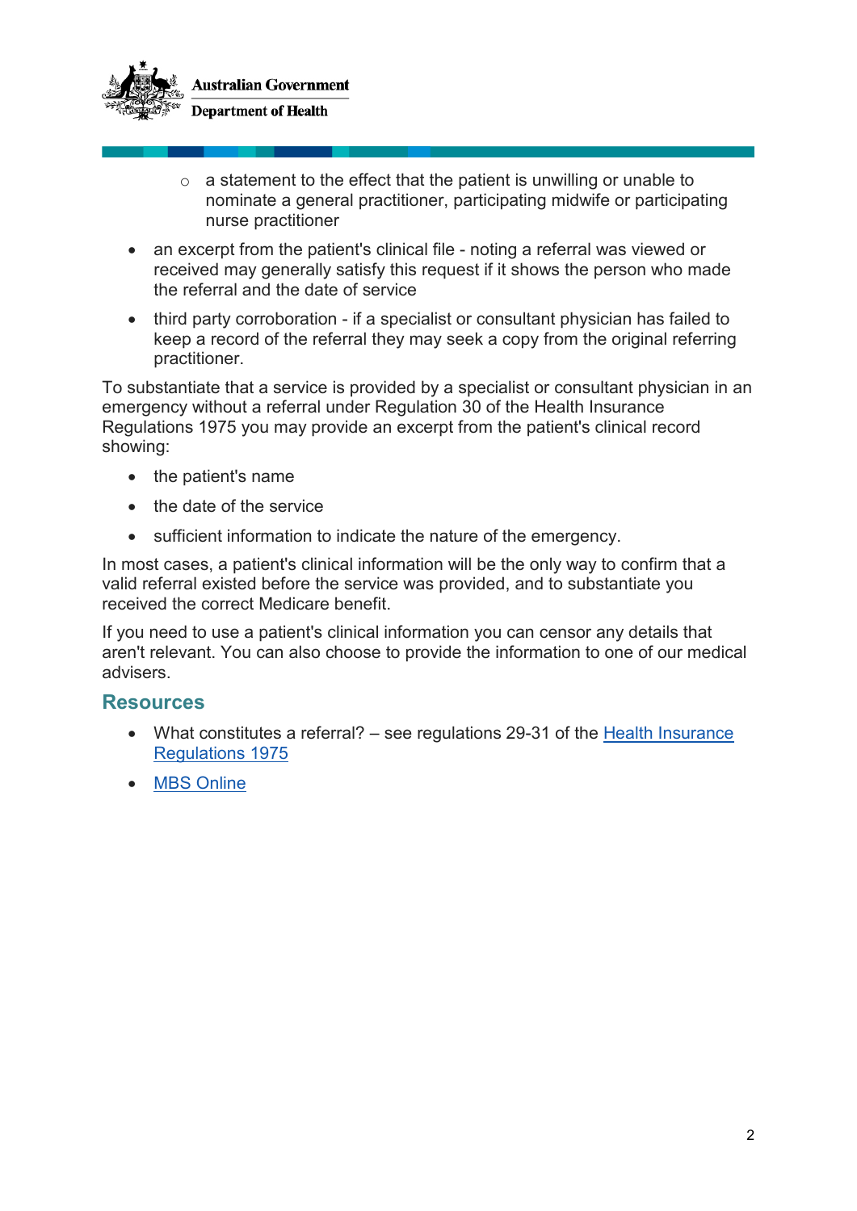- a statement to the effect that the patient is unwilling or unable to nominate a general practitioner, participating midwife or participating nurse practitioner
- an excerpt from the patient's clinical file - noting a referral was viewed or received may generally satisfy this request if it shows the person who made the referral and the date of service
- third party corroboration - if a specialist or consultant physician has failed to keep a record of the referral they may seek a copy from the original referring practitioner.

To substantiate that a service is provided by a specialist or consultant physician in an emergency without a referral under Regulation 30 of the Health Insurance Regulations 1975 you may provide an excerpt from the patient's clinical record showing:

- the patient's name
- the date of the service
- sufficient information to indicate the nature of the emergency.

In most cases, a patient's clinical information will be the only way to confirm that a valid referral existed before the service was provided, and to substantiate you received the correct Medicare benefit.

If you need to use a patient's clinical information you can censor any details that aren't relevant. You can also choose to provide the information to one of our medical advisers.

## Resources

- What constitutes a referral? – see regulations 29-31 of the [Health Insurance Regulations 1975]
- [MBS Online]